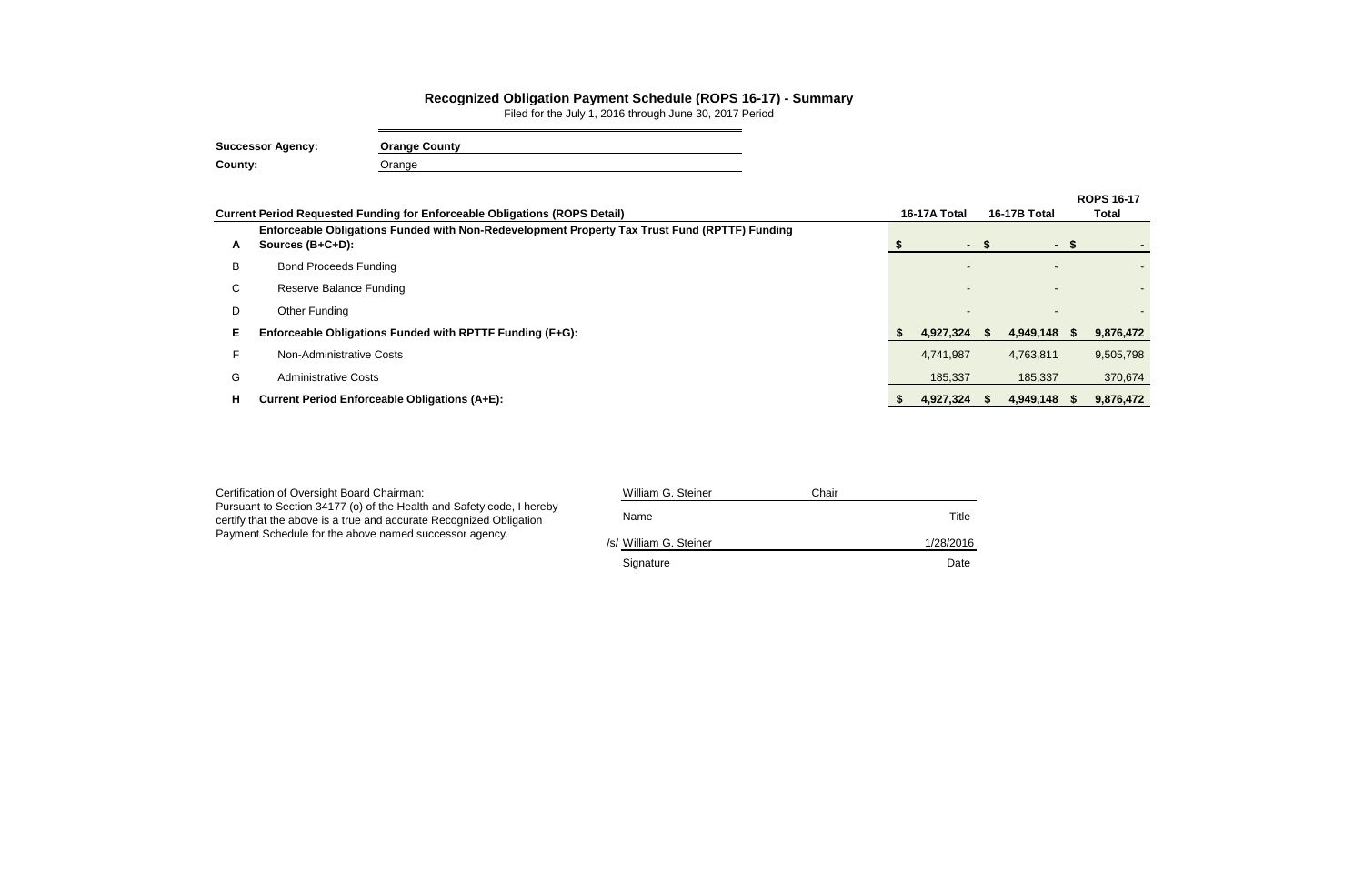# Recognized Obligation Payment Schedule (ROPS 16-17) - Summary

Filed for the July 1, 2016 through June 30, 2017 Period

**Successor Agency:** **Orange County**

**County:** Orange

| | Current Period Requested Funding for Enforceable Obligations (ROPS Detail) | 16-17A Total | 16-17B Total | ROPS 16-17 Total |
|---|---|---|---|---|
| **A** | **Enforceable Obligations Funded with Non-Redevelopment Property Tax Trust Fund (RPTTF) Funding Sources (B+C+D):** | **$ -** | **$ -** | **$ -** |
| B | Bond Proceeds Funding | - | - | - |
| C | Reserve Balance Funding | - | - | - |
| D | Other Funding | - | - | - |
| **E** | **Enforceable Obligations Funded with RPTTF Funding (F+G):** | **$ 4,927,324** | **$ 4,949,148** | **$ 9,876,472** |
| F | Non-Administrative Costs | 4,741,987 | 4,763,811 | 9,505,798 |
| G | Administrative Costs | 185,337 | 185,337 | 370,674 |
| **H** | **Current Period Enforceable Obligations (A+E):** | **$ 4,927,324** | **$ 4,949,148** | **$ 9,876,472** |

Certification of Oversight Board Chairman:
Pursuant to Section 34177 (o) of the Health and Safety code, I hereby certify that the above is a true and accurate Recognized Obligation Payment Schedule for the above named successor agency.

| William G. Steiner | Chair |
|---|---|
| Name | Title |
| /s/ William G. Steiner | 1/28/2016 |
| Signature | Date |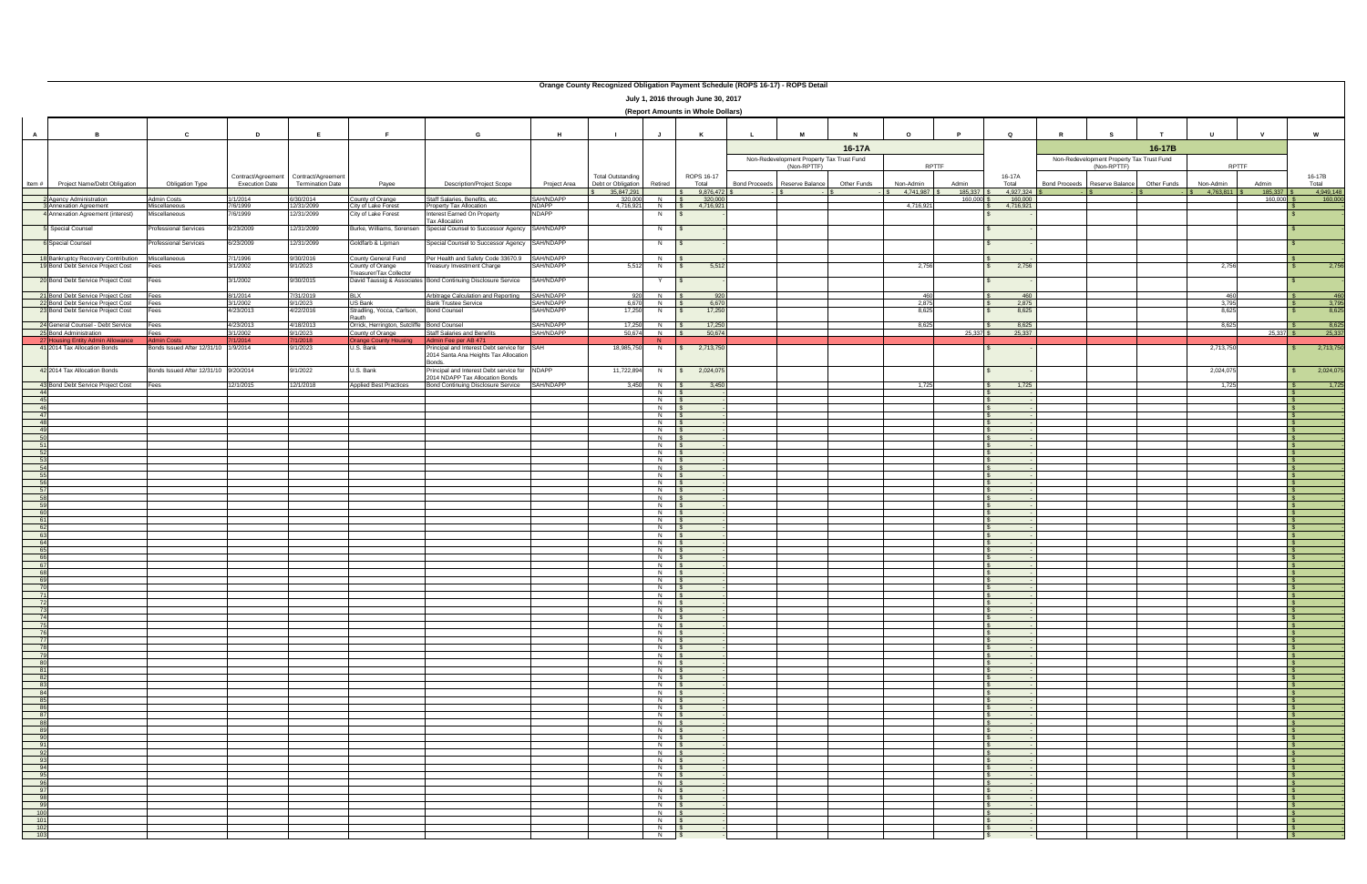**Orange County Recognized Obligation Payment Schedule (ROPS 16-17) - ROPS Detail**

**July 1, 2016 through June 30, 2017**

**(Report Amounts in Whole Dollars)**

| A | B | C | D | E | F | G | H | I | J | K | L | M | N | O | P | Q | R | S | T | U | V | W |
|---|---|---|---|---|---|---|---|---|---|---|---|---|---|---|---|---|---|---|---|---|---|---|
| | | | | | | | | | | | 16-17A | | | | | | 16-17B | | | | | |
| | | | | | | | | | | | Non-Redevelopment Property Tax Trust Fund (Non-RPTTF) | | | RPTTF | | | Non-Redevelopment Property Tax Trust Fund (Non-RPTTF) | | | RPTTF | | |
| Item # | Project Name/Debt Obligation | Obligation Type | Contract/Agreement Execution Date | Contract/Agreement Termination Date | Payee | Description/Project Scope | Project Area | Total Outstanding Debt or Obligation | Retired | ROPS 16-17 Total | Bond Proceeds | Reserve Balance | Other Funds | Non-Admin | Admin | 16-17A Total | Bond Proceeds | Reserve Balance | Other Funds | Non-Admin | Admin | 16-17B Total |
| | | | | | | | | $ 35,847,291 | | $ 9,876,472 | $ - | $ - | $ - | $ 4,741,987 | $ 185,337 | $ 4,927,324 | $ - | $ - | $ - | $ 4,763,811 | $ 185,337 | $ 4,949,148 |
| 2 | Agency Administration | Admin Costs | 1/1/2014 | 6/30/2014 | County of Orange | Staff Salaries, Benefits, etc. | SAH/NDAPP | 320,000 | N | $ 320,000 | | | | | 160,000 | $ 160,000 | | | | | 160,000 | $ 160,000 |
| 3 | Annexation Agreement | Miscellaneous | 7/6/1999 | 12/31/2099 | City of Lake Forest | Property Tax Allocation | NDAPP | 4,716,921 | N | $ 4,716,921 | | | | 4,716,921 | | $ 4,716,921 | | | | | | $ - |
| 4 | Annexation Agreement (interest) | Miscellaneous | 7/6/1999 | 12/31/2099 | City of Lake Forest | Interest Earned On Property Tax Allocation | NDAPP | | N | $ - | | | | | | $ - | | | | | | $ - |
| 5 | Special Counsel | Professional Services | 6/23/2009 | 12/31/2099 | Burke, Williams, Sorensen | Special Counsel to Successor Agency | SAH/NDAPP | | N | $ - | | | | | | $ - | | | | | | $ - |
| 6 | Special Counsel | Professional Services | 6/23/2009 | 12/31/2099 | Goldfarb & Lipman | Special Counsel to Successor Agency | SAH/NDAPP | | N | $ - | | | | | | $ - | | | | | | $ - |
| 18 | Bankruptcy Recovery Contribution | Miscellaneous | 7/1/1996 | 9/30/2016 | County General Fund | Per Health and Safety Code 33670.9 | SAH/NDAPP | | N | $ - | | | | | | $ - | | | | | | $ - |
| 19 | Bond Debt Service Project Cost | Fees | 3/1/2002 | 9/1/2023 | County of Orange Treasurer/Tax Collector | Treasury Investment Charge | SAH/NDAPP | 5,512 | N | $ 5,512 | | | | 2,756 | | $ 2,756 | | | | 2,756 | | $ 2,756 |
| 20 | Bond Debt Service Project Cost | Fees | 3/1/2002 | 9/30/2015 | David Taussig & Associates | Bond Continuing Disclosure Service | SAH/NDAPP | | Y | $ - | | | | | | $ - | | | | | | $ - |
| 21 | Bond Debt Service Project Cost | Fees | 8/1/2014 | 7/31/2019 | BLX | Arbitrage Calculation and Reporting | SAH/NDAPP | 920 | N | $ 920 | | | | 460 | | $ 460 | | | | 460 | | $ 460 |
| 22 | Bond Debt Service Project Cost | Fees | 3/1/2002 | 9/1/2023 | US Bank | Bank Trustee Service | SAH/NDAPP | 6,670 | N | $ 6,670 | | | | 2,875 | | $ 2,875 | | | | 3,795 | | $ 3,795 |
| 23 | Bond Debt Service Project Cost | Fees | 4/23/2013 | 4/22/2016 | Stradling, Yocca, Carlson, Rauth | Bond Counsel | SAH/NDAPP | 17,250 | N | $ 17,250 | | | | 8,625 | | $ 8,625 | | | | 8,625 | | $ 8,625 |
| 24 | General Counsel - Debt Service | Fees | 4/23/2013 | 4/18/2013 | Orrick, Herrington, Sutcliffe | Bond Counsel | SAH/NDAPP | 17,250 | N | $ 17,250 | | | | 8,625 | | $ 8,625 | | | | 8,625 | | $ 8,625 |
| 25 | Bond Administration | Fees | 3/1/2002 | 9/1/2023 | County of Orange | Staff Salaries and Benefits | SAH/NDAPP | 50,674 | N | $ 50,674 | | | | | 25,337 | $ 25,337 | | | | | 25,337 | $ 25,337 |
| 27 | Housing Entity Admin Allowance | Admin Costs | 7/1/2014 | 7/1/2018 | Orange County Housing | Admin Fee per AB 471 | | | N | | | | | | | | | | | | | |
| 41 | 2014 Tax Allocation Bonds | Bonds Issued After 12/31/10 | 1/9/2014 | 9/1/2023 | U.S. Bank | Principal and Interest Debt service for 2014 Santa Ana Heights Tax Allocation Bonds. | SAH | 18,985,750 | N | $ 2,713,750 | | | | | | $ - | | | | 2,713,750 | | $ 2,713,750 |
| 42 | 2014 Tax Allocation Bonds | Bonds Issued After 12/31/10 | 9/20/2014 | 9/1/2022 | U.S. Bank | Principal and Interest Debt service for 2014 NDAPP Tax Allocation Bonds | NDAPP | 11,722,894 | N | $ 2,024,075 | | | | | | $ - | | | | 2,024,075 | | $ 2,024,075 |
| 43 | Bond Debt Service Project Cost | Fees | 12/1/2015 | 12/1/2018 | Applied Best Practices | Bond Continuing Disclosure Service | SAH/NDAPP | 3,450 | N | $ 3,450 | | | | 1,725 | | $ 1,725 | | | | 1,725 | | $ 1,725 |
| 44 | | | | | | | | | N | $ - | | | | | | $ - | | | | | | $ - |
| 45 | | | | | | | | | N | $ - | | | | | | $ - | | | | | | $ - |
| 46 | | | | | | | | | N | $ - | | | | | | $ - | | | | | | $ - |
| 47 | | | | | | | | | N | $ - | | | | | | $ - | | | | | | $ - |
| 48 | | | | | | | | | N | $ - | | | | | | $ - | | | | | | $ - |
| 49 | | | | | | | | | N | $ - | | | | | | $ - | | | | | | $ - |
| 50 | | | | | | | | | N | $ - | | | | | | $ - | | | | | | $ - |
| 51 | | | | | | | | | N | $ - | | | | | | $ - | | | | | | $ - |
| 52 | | | | | | | | | N | $ - | | | | | | $ - | | | | | | $ - |
| 53 | | | | | | | | | N | $ - | | | | | | $ - | | | | | | $ - |
| 54 | | | | | | | | | N | $ - | | | | | | $ - | | | | | | $ - |
| 55 | | | | | | | | | N | $ - | | | | | | $ - | | | | | | $ - |
| 56 | | | | | | | | | N | $ - | | | | | | $ - | | | | | | $ - |
| 57 | | | | | | | | | N | $ - | | | | | | $ - | | | | | | $ - |
| 58 | | | | | | | | | N | $ - | | | | | | $ - | | | | | | $ - |
| 59 | | | | | | | | | N | $ - | | | | | | $ - | | | | | | $ - |
| 60 | | | | | | | | | N | $ - | | | | | | $ - | | | | | | $ - |
| 61 | | | | | | | | | N | $ - | | | | | | $ - | | | | | | $ - |
| 62 | | | | | | | | | N | $ - | | | | | | $ - | | | | | | $ - |
| 63 | | | | | | | | | N | $ - | | | | | | $ - | | | | | | $ - |
| 64 | | | | | | | | | N | $ - | | | | | | $ - | | | | | | $ - |
| 65 | | | | | | | | | N | $ - | | | | | | $ - | | | | | | $ - |
| 66 | | | | | | | | | N | $ - | | | | | | $ - | | | | | | $ - |
| 67 | | | | | | | | | N | $ - | | | | | | $ - | | | | | | $ - |
| 68 | | | | | | | | | N | $ - | | | | | | $ - | | | | | | $ - |
| 69 | | | | | | | | | N | $ - | | | | | | $ - | | | | | | $ - |
| 70 | | | | | | | | | N | $ - | | | | | | $ - | | | | | | $ - |
| 71 | | | | | | | | | N | $ - | | | | | | $ - | | | | | | $ - |
| 72 | | | | | | | | | N | $ - | | | | | | $ - | | | | | | $ - |
| 73 | | | | | | | | | N | $ - | | | | | | $ - | | | | | | $ - |
| 74 | | | | | | | | | N | $ - | | | | | | $ - | | | | | | $ - |
| 75 | | | | | | | | | N | $ - | | | | | | $ - | | | | | | $ - |
| 76 | | | | | | | | | N | $ - | | | | | | $ - | | | | | | $ - |
| 77 | | | | | | | | | N | $ - | | | | | | $ - | | | | | | $ - |
| 78 | | | | | | | | | N | $ - | | | | | | $ - | | | | | | $ - |
| 79 | | | | | | | | | N | $ - | | | | | | $ - | | | | | | $ - |
| 80 | | | | | | | | | N | $ - | | | | | | $ - | | | | | | $ - |
| 81 | | | | | | | | | N | $ - | | | | | | $ - | | | | | | $ - |
| 82 | | | | | | | | | N | $ - | | | | | | $ - | | | | | | $ - |
| 83 | | | | | | | | | N | $ - | | | | | | $ - | | | | | | $ - |
| 84 | | | | | | | | | N | $ - | | | | | | $ - | | | | | | $ - |
| 85 | | | | | | | | | N | $ - | | | | | | $ - | | | | | | $ - |
| 86 | | | | | | | | | N | $ - | | | | | | $ - | | | | | | $ - |
| 87 | | | | | | | | | N | $ - | | | | | | $ - | | | | | | $ - |
| 88 | | | | | | | | | N | $ - | | | | | | $ - | | | | | | $ - |
| 89 | | | | | | | | | N | $ - | | | | | | $ - | | | | | | $ - |
| 90 | | | | | | | | | N | $ - | | | | | | $ - | | | | | | $ - |
| 91 | | | | | | | | | N | $ - | | | | | | $ - | | | | | | $ - |
| 92 | | | | | | | | | N | $ - | | | | | | $ - | | | | | | $ - |
| 93 | | | | | | | | | N | $ - | | | | | | $ - | | | | | | $ - |
| 94 | | | | | | | | | N | $ - | | | | | | $ - | | | | | | $ - |
| 95 | | | | | | | | | N | $ - | | | | | | $ - | | | | | | $ - |
| 96 | | | | | | | | | N | $ - | | | | | | $ - | | | | | | $ - |
| 97 | | | | | | | | | N | $ - | | | | | | $ - | | | | | | $ - |
| 98 | | | | | | | | | N | $ - | | | | | | $ - | | | | | | $ - |
| 99 | | | | | | | | | N | $ - | | | | | | $ - | | | | | | $ - |
| 100 | | | | | | | | | N | $ - | | | | | | $ - | | | | | | $ - |
| 101 | | | | | | | | | N | $ - | | | | | | $ - | | | | | | $ - |
| 102 | | | | | | | | | N | $ - | | | | | | $ - | | | | | | $ - |
| 103 | | | | | | | | | N | $ - | | | | | | $ - | | | | | | $ - |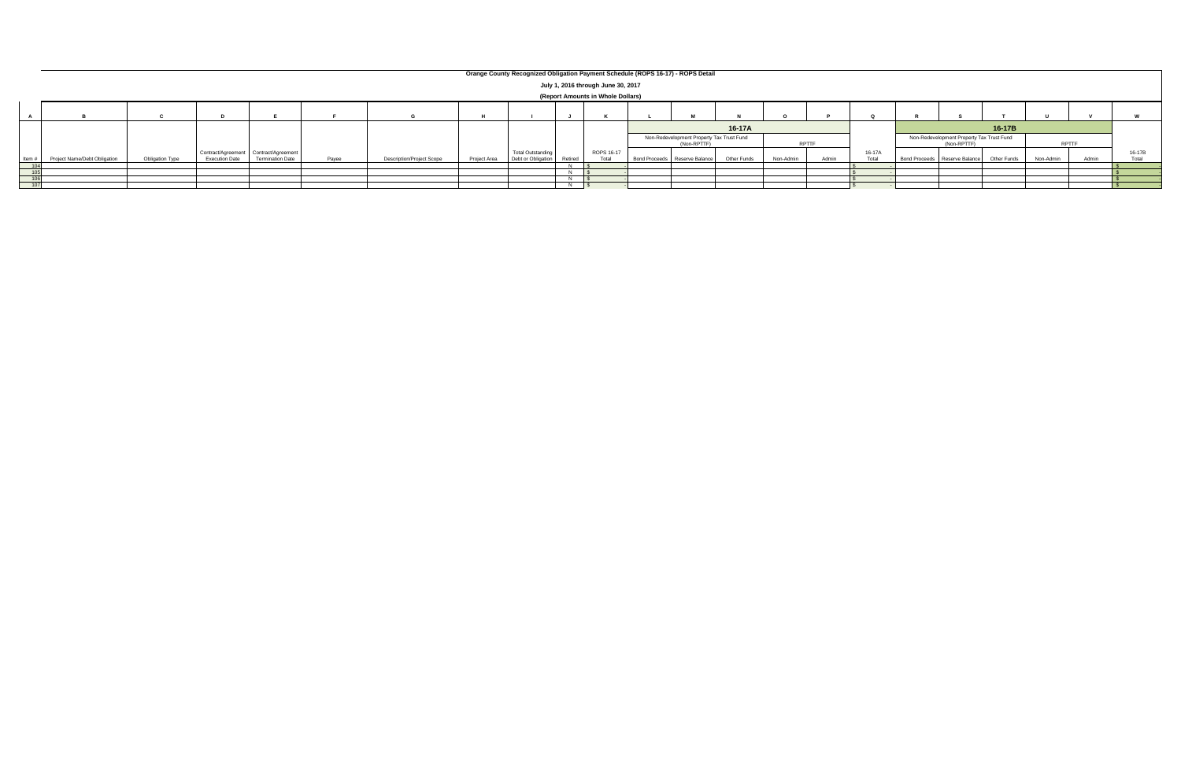**Orange County Recognized Obligation Payment Schedule (ROPS 16-17) - ROPS Detail**

**July 1, 2016 through June 30, 2017**

**(Report Amounts in Whole Dollars)**

| A | B | C | D | E | F | G | H | I | J | K | L | M | N | O | P | Q | R | S | T | U | V | W |
|---|---|---|---|---|---|---|---|---|---|---|---|---|---|---|---|---|---|---|---|---|---|---|
| | | | | | | | | | | | 16-17A | | | | | | 16-17B | | | | | |
| | | | | | | | | | | | Non-Redevelopment Property Tax Trust Fund (Non-RPTTF) | | | RPTTF | | | Non-Redevelopment Property Tax Trust Fund (Non-RPTTF) | | | RPTTF | | |
| Item # | Project Name/Debt Obligation | Obligation Type | Contract/Agreement Execution Date | Contract/Agreement Termination Date | Payee | Description/Project Scope | Project Area | Total Outstanding Debt or Obligation | Retired | ROPS 16-17 Total | Bond Proceeds | Reserve Balance | Other Funds | Non-Admin | Admin | 16-17A Total | Bond Proceeds | Reserve Balance | Other Funds | Non-Admin | Admin | 16-17B Total |
| 104 | | | | | | | | | N | $ - | | | | | | $ - | | | | | | $ - |
| 105 | | | | | | | | | N | $ - | | | | | | $ - | | | | | | $ - |
| 106 | | | | | | | | | N | $ - | | | | | | $ - | | | | | | $ - |
| 107 | | | | | | | | | N | $ - | | | | | | $ - | | | | | | $ - |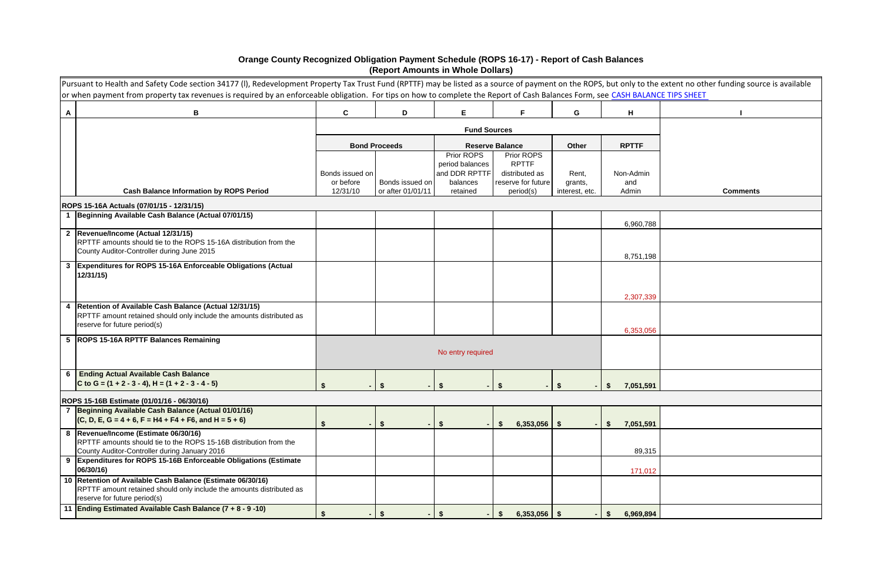# Orange County Recognized Obligation Payment Schedule (ROPS 16-17) - Report of Cash Balances
## (Report Amounts in Whole Dollars)

Pursuant to Health and Safety Code section 34177 (l), Redevelopment Property Tax Trust Fund (RPTTF) may be listed as a source of payment on the ROPS, but only to the extent no other funding source is available or when payment from property tax revenues is required by an enforceable obligation. For tips on how to complete the Report of Cash Balances Form, see CASH BALANCE TIPS SHEET

| A | B | C | D | E | F | G | H | I |
|---|---|---|---|---|---|---|---|---|
| | | Fund Sources | | | | | | |
| | | Bond Proceeds | | Reserve Balance | | Other | RPTTF | |
| | Cash Balance Information by ROPS Period | Bonds issued on or before 12/31/10 | Bonds issued on or after 01/01/11 | Prior ROPS period balances and DDR RPTTF balances retained | Prior ROPS RPTTF distributed as reserve for future period(s) | Rent, grants, interest, etc. | Non-Admin and Admin | Comments |
| | **ROPS 15-16A Actuals (07/01/15 - 12/31/15)** | | | | | | | |
| 1 | **Beginning Available Cash Balance (Actual 07/01/15)** | | | | | | 6,960,788 | |
| 2 | **Revenue/Income (Actual 12/31/15)** RPTTF amounts should tie to the ROPS 15-16A distribution from the County Auditor-Controller during June 2015 | | | | | | 8,751,198 | |
| 3 | **Expenditures for ROPS 15-16A Enforceable Obligations (Actual 12/31/15)** | | | | | | 2,307,339 | |
| 4 | **Retention of Available Cash Balance (Actual 12/31/15)** RPTTF amount retained should only include the amounts distributed as reserve for future period(s) | | | | | | 6,353,056 | |
| 5 | **ROPS 15-16A RPTTF Balances Remaining** | No entry required | | | | | | |
| 6 | **Ending Actual Available Cash Balance** C to G = (1 + 2 - 3 - 4), H = (1 + 2 - 3 - 4 - 5) | $ - | $ - | $ - | $ - | $ - | $ 7,051,591 | |
| | **ROPS 15-16B Estimate (01/01/16 - 06/30/16)** | | | | | | | |
| 7 | **Beginning Available Cash Balance (Actual 01/01/16)** (C, D, E, G = 4 + 6, F = H4 + F4 + F6, and H = 5 + 6) | $ - | $ - | $ - | $ 6,353,056 | $ - | $ 7,051,591 | |
| 8 | **Revenue/Income (Estimate 06/30/16)** RPTTF amounts should tie to the ROPS 15-16B distribution from the County Auditor-Controller during January 2016 | | | | | | 89,315 | |
| 9 | **Expenditures for ROPS 15-16B Enforceable Obligations (Estimate 06/30/16)** | | | | | | 171,012 | |
| 10 | **Retention of Available Cash Balance (Estimate 06/30/16)** RPTTF amount retained should only include the amounts distributed as reserve for future period(s) | | | | | | | |
| 11 | **Ending Estimated Available Cash Balance (7 + 8 - 9 -10)** | $ - | $ - | $ - | $ 6,353,056 | $ - | $ 6,969,894 | |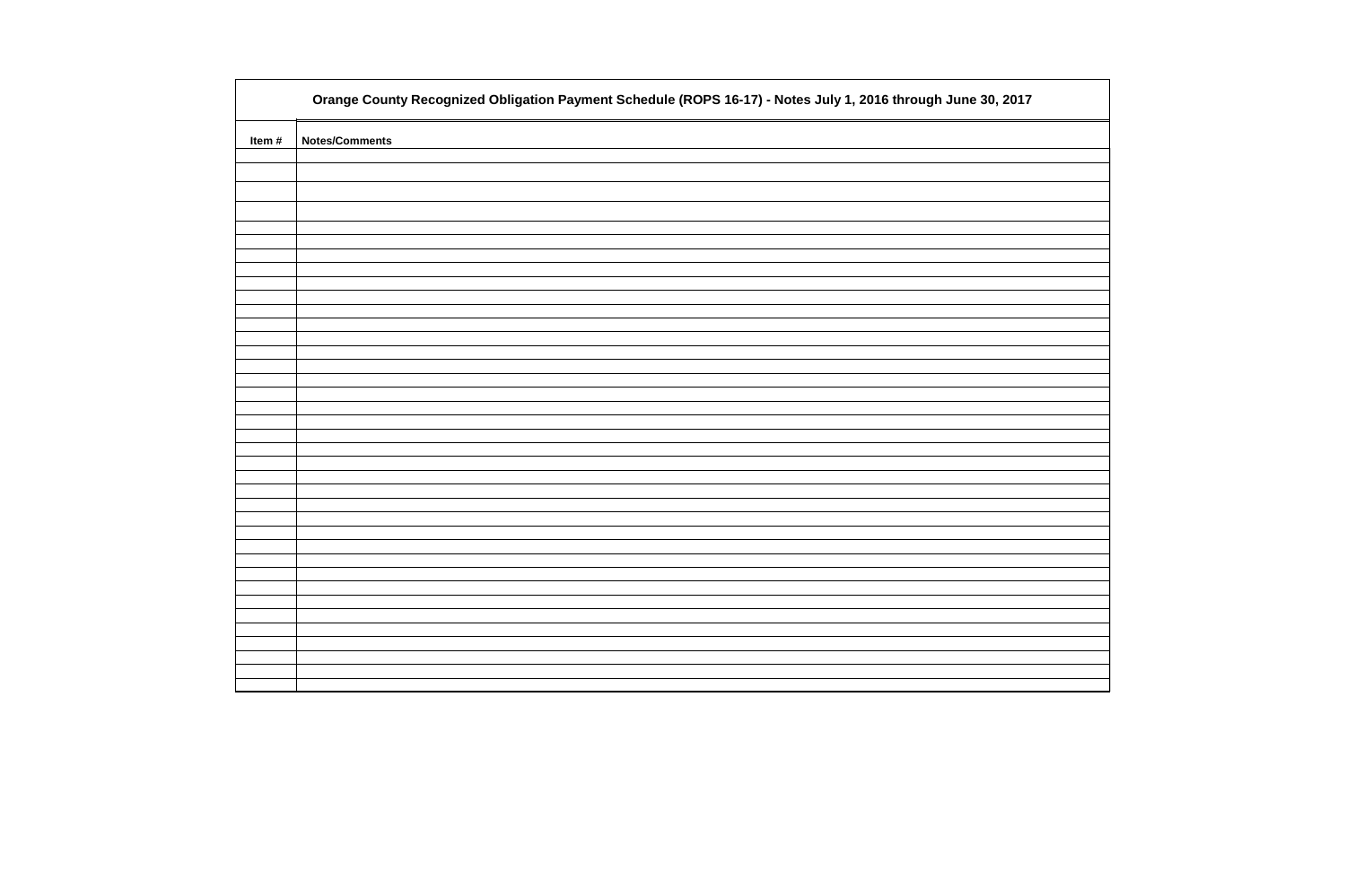## Orange County Recognized Obligation Payment Schedule (ROPS 16-17) - Notes July 1, 2016 through June 30, 2017

| Item # | Notes/Comments |
|---|---|
| | |